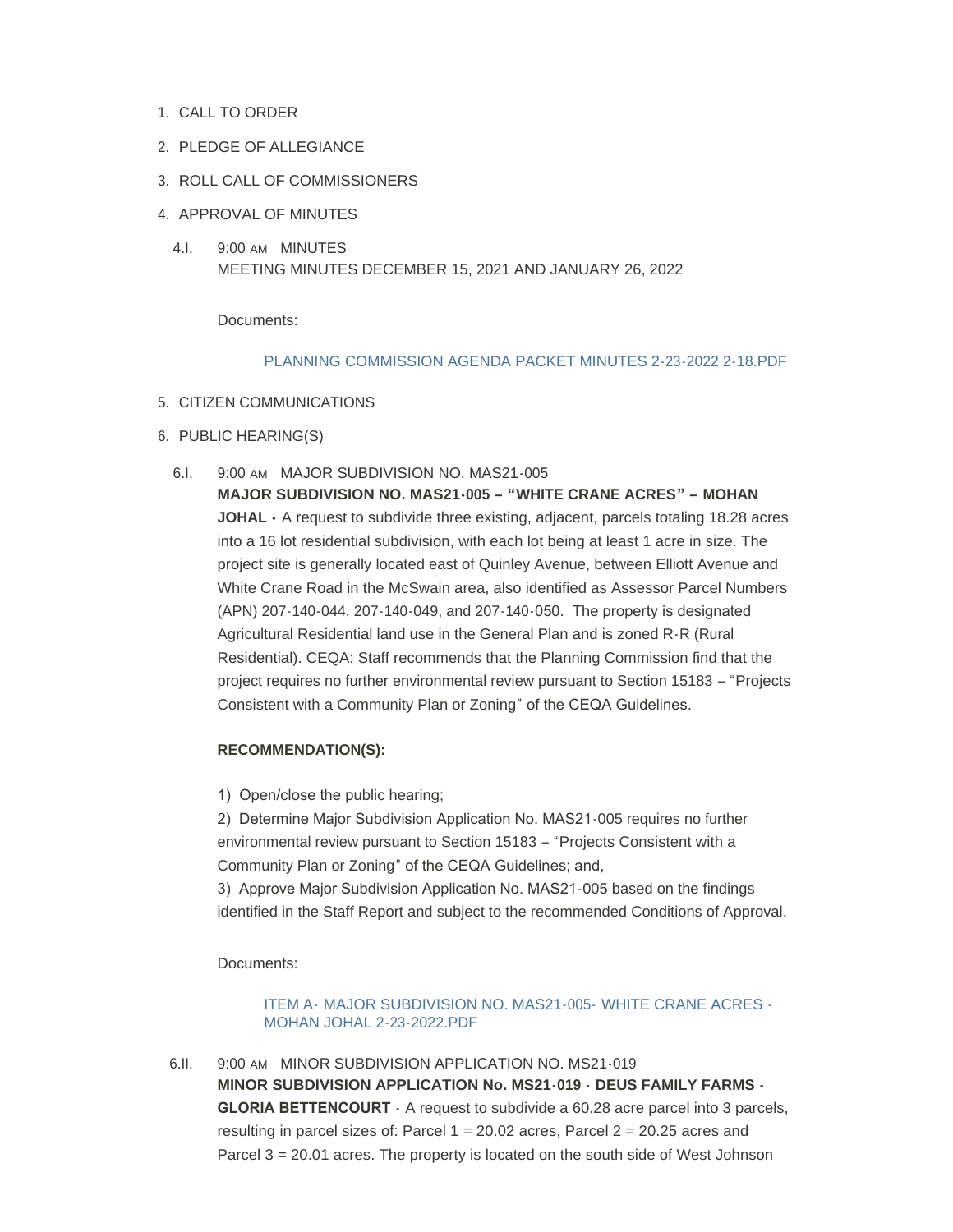1. CALL TO ORDER
2. PLEDGE OF ALLEGIANCE
3. ROLL CALL OF COMMISSIONERS
4. APPROVAL OF MINUTES

   4.I. 9:00 AM MINUTES
   MEETING MINUTES DECEMBER 15, 2021 AND JANUARY 26, 2022

   Documents:

   PLANNING COMMISSION AGENDA PACKET MINUTES 2-23-2022 2-18.PDF

5. CITIZEN COMMUNICATIONS
6. PUBLIC HEARING(S)

   6.I. 9:00 AM MAJOR SUBDIVISION NO. MAS21-005
   **MAJOR SUBDIVISION NO. MAS21-005 – "WHITE CRANE ACRES" – MOHAN JOHAL -** A request to subdivide three existing, adjacent, parcels totaling 18.28 acres into a 16 lot residential subdivision, with each lot being at least 1 acre in size. The project site is generally located east of Quinley Avenue, between Elliott Avenue and White Crane Road in the McSwain area, also identified as Assessor Parcel Numbers (APN) 207-140-044, 207-140-049, and 207-140-050. The property is designated Agricultural Residential land use in the General Plan and is zoned R-R (Rural Residential). CEQA: Staff recommends that the Planning Commission find that the project requires no further environmental review pursuant to Section 15183 – "Projects Consistent with a Community Plan or Zoning" of the CEQA Guidelines.

   **RECOMMENDATION(S):**

   1) Open/close the public hearing;

   2) Determine Major Subdivision Application No. MAS21-005 requires no further environmental review pursuant to Section 15183 – "Projects Consistent with a Community Plan or Zoning" of the CEQA Guidelines; and,

   3) Approve Major Subdivision Application No. MAS21-005 based on the findings identified in the Staff Report and subject to the recommended Conditions of Approval.

   Documents:

   ITEM A- MAJOR SUBDIVISION NO. MAS21-005- WHITE CRANE ACRES - MOHAN JOHAL 2-23-2022.PDF

   6.II. 9:00 AM MINOR SUBDIVISION APPLICATION NO. MS21-019
   **MINOR SUBDIVISION APPLICATION No. MS21-019 - DEUS FAMILY FARMS - GLORIA BETTENCOURT** - A request to subdivide a 60.28 acre parcel into 3 parcels, resulting in parcel sizes of: Parcel 1 = 20.02 acres, Parcel 2 = 20.25 acres and Parcel 3 = 20.01 acres. The property is located on the south side of West Johnson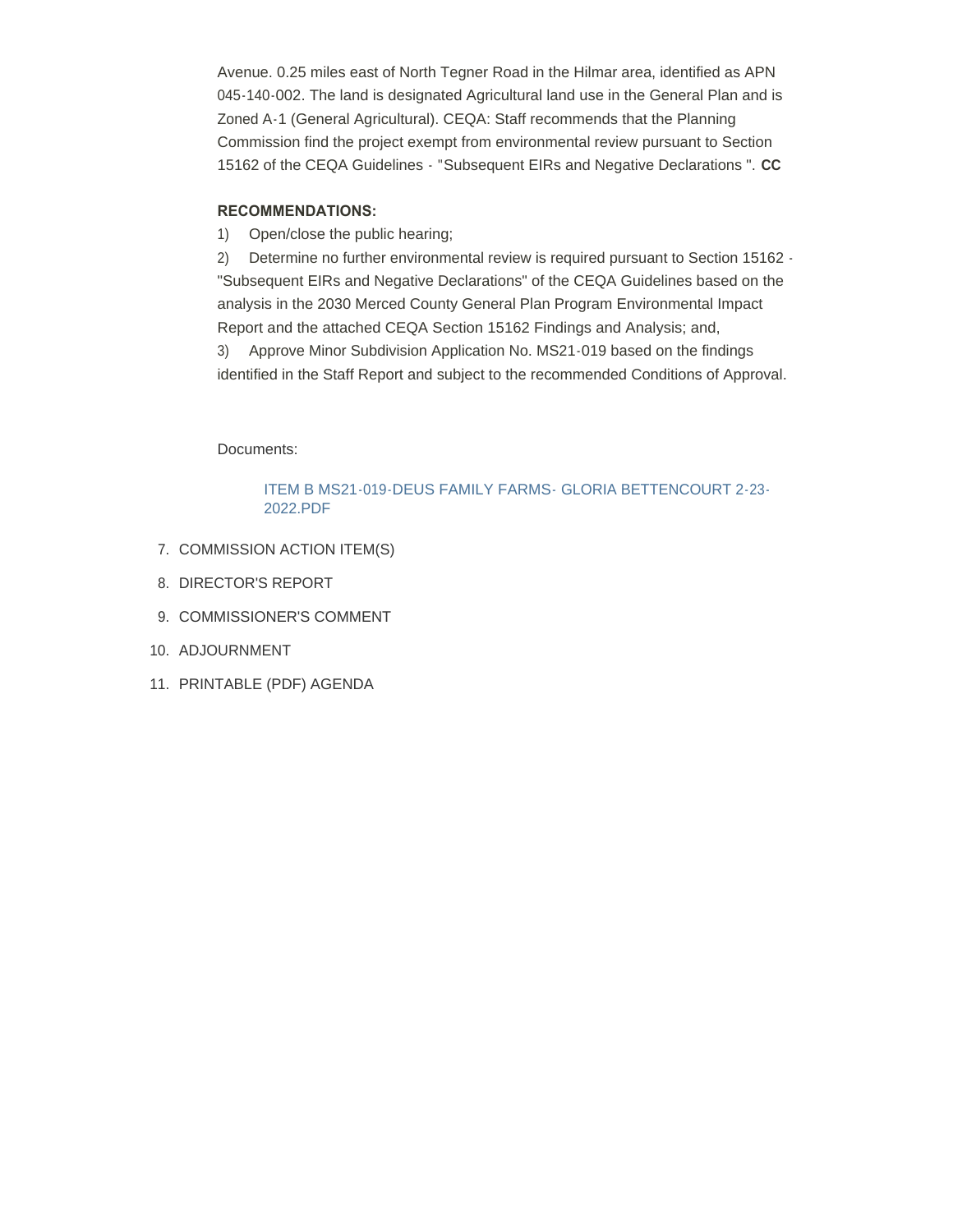Avenue. 0.25 miles east of North Tegner Road in the Hilmar area, identified as APN 045-140-002. The land is designated Agricultural land use in the General Plan and is Zoned A-1 (General Agricultural). CEQA: Staff recommends that the Planning Commission find the project exempt from environmental review pursuant to Section 15162 of the CEQA Guidelines - "Subsequent EIRs and Negative Declarations ". **CC**

**RECOMMENDATIONS:**

1) Open/close the public hearing;

2) Determine no further environmental review is required pursuant to Section 15162 - "Subsequent EIRs and Negative Declarations" of the CEQA Guidelines based on the analysis in the 2030 Merced County General Plan Program Environmental Impact Report and the attached CEQA Section 15162 Findings and Analysis; and,

3) Approve Minor Subdivision Application No. MS21-019 based on the findings identified in the Staff Report and subject to the recommended Conditions of Approval.

Documents:

ITEM B MS21-019-DEUS FAMILY FARMS- GLORIA BETTENCOURT 2-23-2022.PDF

7. COMMISSION ACTION ITEM(S)
8. DIRECTOR'S REPORT
9. COMMISSIONER'S COMMENT
10. ADJOURNMENT
11. PRINTABLE (PDF) AGENDA